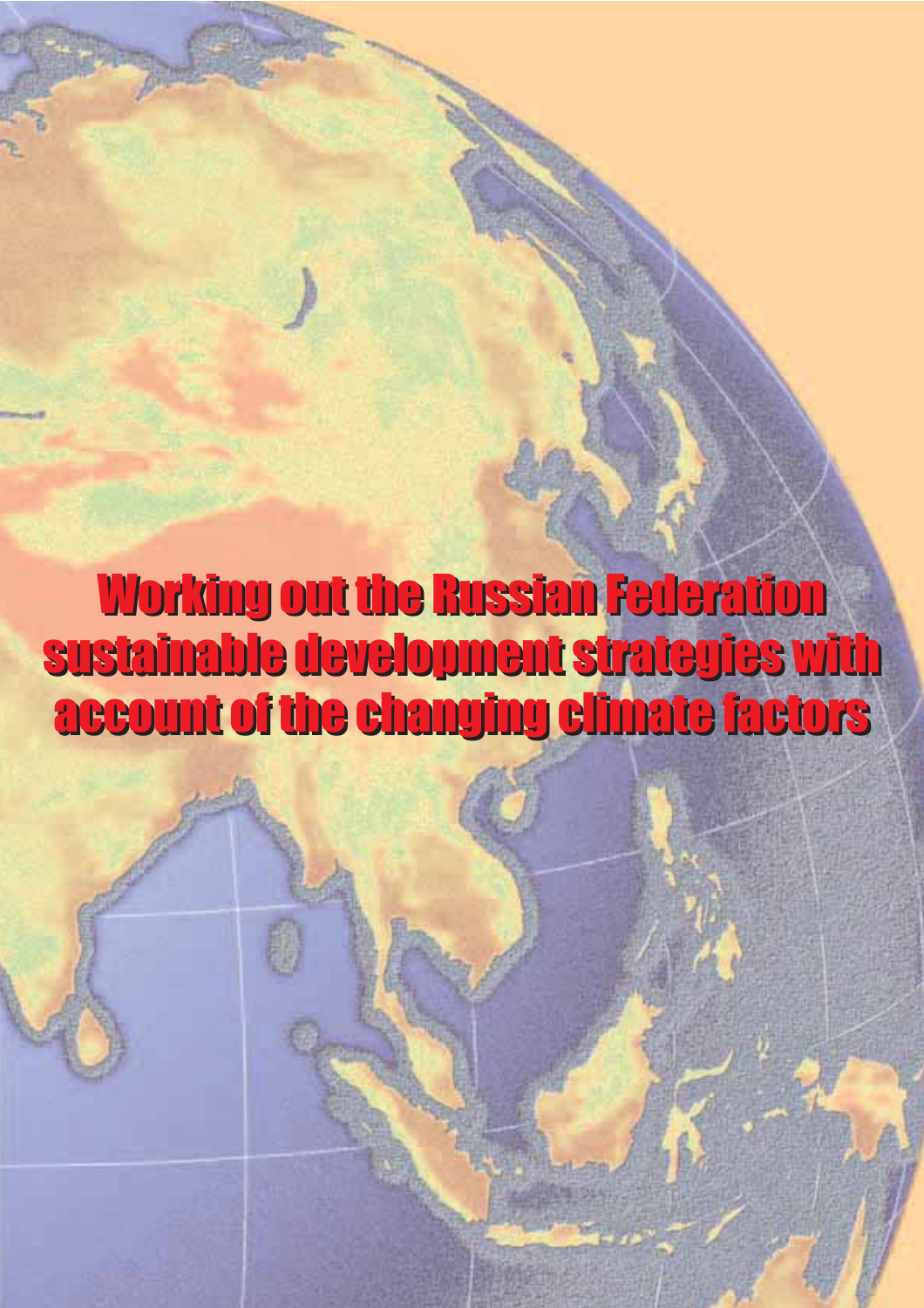# Working out the Russian Federation sustainable development strategies with account of the changing climate factors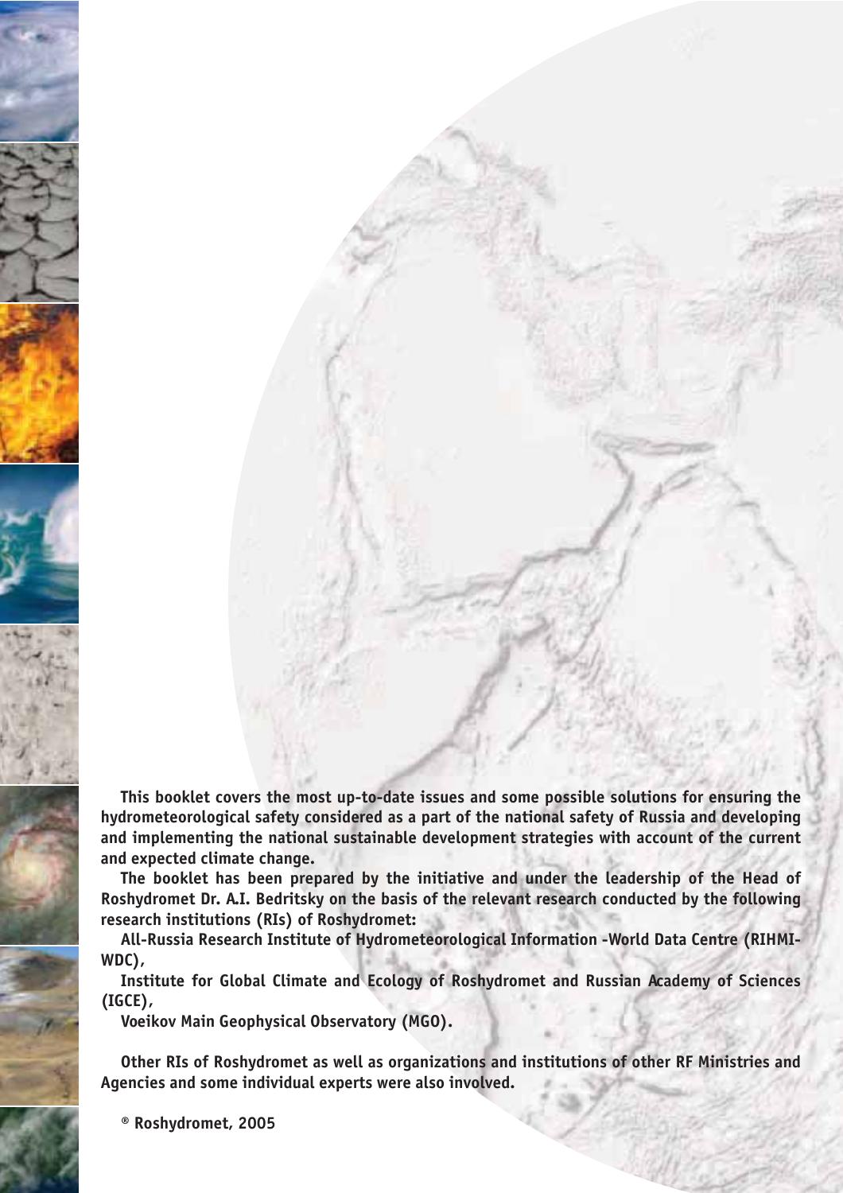**This booklet covers the most up-to-date issues and some possible solutions for ensuring the hydrometeorological safety considered as a part of the national safety of Russia and developing and implementing the national sustainable development strategies with account of the current and expected climate change.**

**The booklet has been prepared by the initiative and under the leadership of the Head of Roshydromet Dr. A.I. Bedritsky on the basis of the relevant research conducted by the following research institutions (RIs) of Roshydromet:**

**All-Russia Research Institute of Hydrometeorological Information -World Data Centre (RIHMI-WDC),**

**Institute for Global Climate and Ecology of Roshydromet and Russian Academy of Sciences (IGCE),**

**Voeikov Main Geophysical Observatory (MGO).**

**Other RIs of Roshydromet as well as organizations and institutions of other RF Ministries and Agencies and some individual experts were also involved.**

**® Roshydromet, 2005**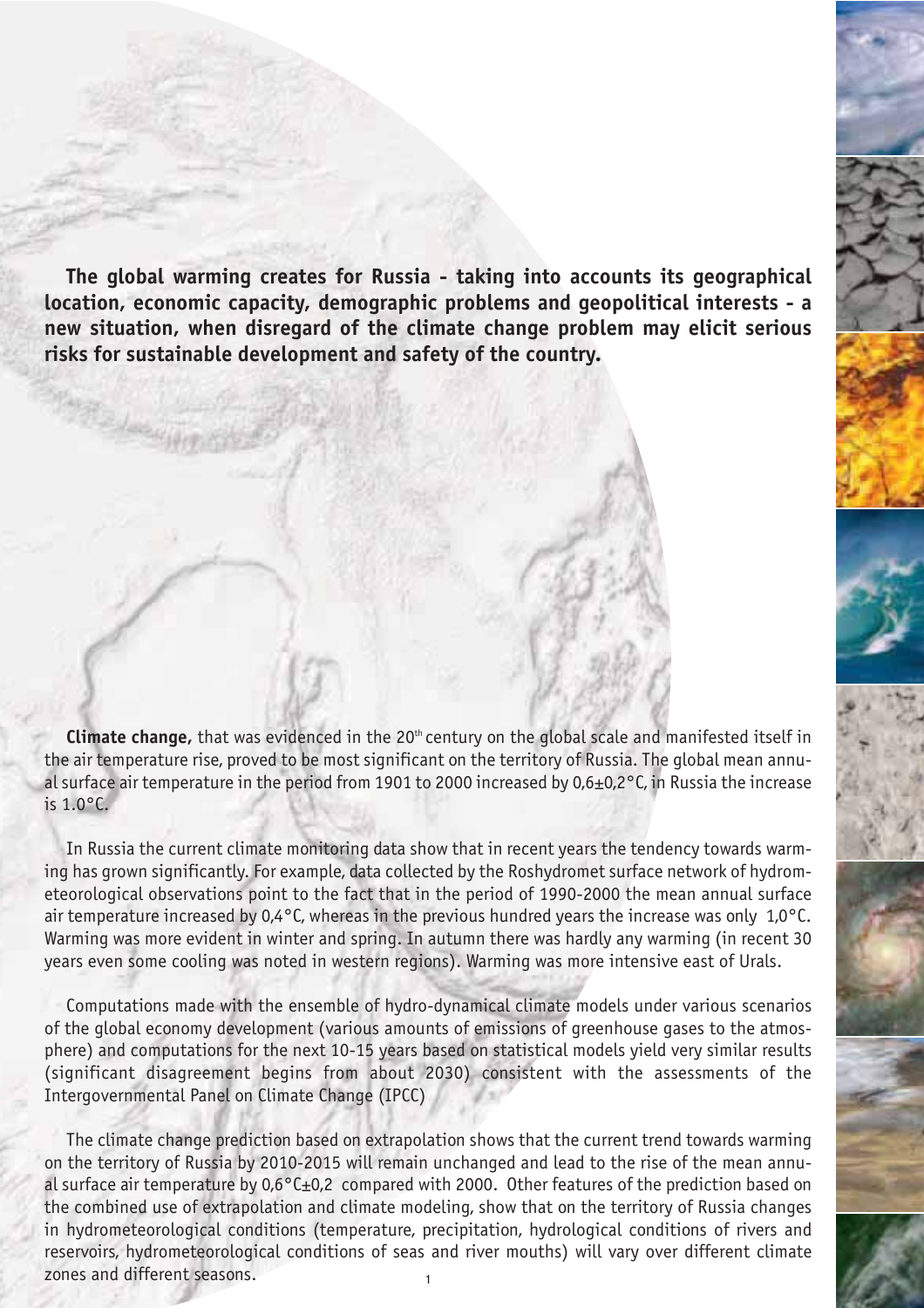**The global warming creates for Russia - taking into accounts its geographical location, economic capacity, demographic problems and geopolitical interests - a new situation, when disregard of the climate change problem may elicit serious risks for sustainable development and safety of the country.**

**Climate change,** that was evidenced in the 20th century on the global scale and manifested itself in the air temperature rise, proved to be most significant on the territory of Russia. The global mean annual surface air temperature in the period from 1901 to 2000 increased by 0,6±0,2°C, in Russia the increase is 1.0°C.

In Russia the current climate monitoring data show that in recent years the tendency towards warming has grown significantly. For example, data collected by the Roshydromet surface network of hydrometeorological observations point to the fact that in the period of 1990-2000 the mean annual surface air temperature increased by 0,4°C, whereas in the previous hundred years the increase was only 1,0°C. Warming was more evident in winter and spring. In autumn there was hardly any warming (in recent 30 years even some cooling was noted in western regions). Warming was more intensive east of Urals.

Computations made with the ensemble of hydro-dynamical climate models under various scenarios of the global economy development (various amounts of emissions of greenhouse gases to the atmosphere) and computations for the next 10-15 years based on statistical models yield very similar results (significant disagreement begins from about 2030) consistent with the assessments of the Intergovernmental Panel on Climate Change (IPCC)

The climate change prediction based on extrapolation shows that the current trend towards warming on the territory of Russia by 2010-2015 will remain unchanged and lead to the rise of the mean annual surface air temperature by 0,6°C±0,2 compared with 2000. Other features of the prediction based on the combined use of extrapolation and climate modeling, show that on the territory of Russia changes in hydrometeorological conditions (temperature, precipitation, hydrological conditions of rivers and reservoirs, hydrometeorological conditions of seas and river mouths) will vary over different climate zones and different seasons.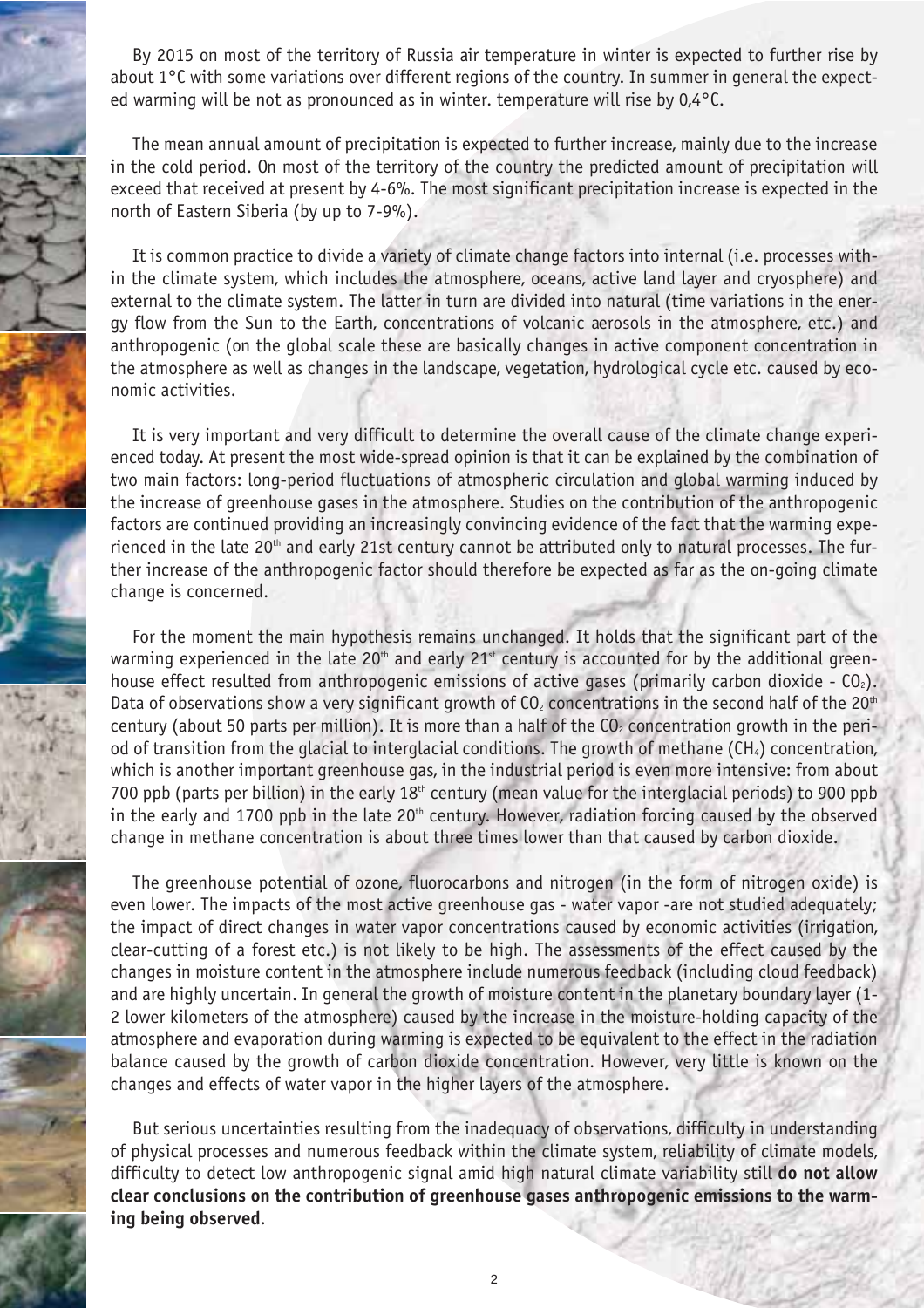By 2015 on most of the territory of Russia air temperature in winter is expected to further rise by about 1°C with some variations over different regions of the country. In summer in general the expected warming will be not as pronounced as in winter. temperature will rise by 0,4°C.

The mean annual amount of precipitation is expected to further increase, mainly due to the increase in the cold period. On most of the territory of the country the predicted amount of precipitation will exceed that received at present by 4-6%. The most significant precipitation increase is expected in the north of Eastern Siberia (by up to 7-9%).

It is common practice to divide a variety of climate change factors into internal (i.e. processes within the climate system, which includes the atmosphere, oceans, active land layer and cryosphere) and external to the climate system. The latter in turn are divided into natural (time variations in the energy flow from the Sun to the Earth, concentrations of volcanic aerosols in the atmosphere, etc.) and anthropogenic (on the global scale these are basically changes in active component concentration in the atmosphere as well as changes in the landscape, vegetation, hydrological cycle etc. caused by economic activities.

It is very important and very difficult to determine the overall cause of the climate change experienced today. At present the most wide-spread opinion is that it can be explained by the combination of two main factors: long-period fluctuations of atmospheric circulation and global warming induced by the increase of greenhouse gases in the atmosphere. Studies on the contribution of the anthropogenic factors are continued providing an increasingly convincing evidence of the fact that the warming experienced in the late $20^{th}$ and early 21st century cannot be attributed only to natural processes. The further increase of the anthropogenic factor should therefore be expected as far as the on-going climate change is concerned.

For the moment the main hypothesis remains unchanged. It holds that the significant part of the warming experienced in the late $20^{th}$ and early $21^{st}$ century is accounted for by the additional greenhouse effect resulted from anthropogenic emissions of active gases (primarily carbon dioxide - $CO_2$). Data of observations show a very significant growth of $CO_2$ concentrations in the second half of the $20^{th}$ century (about 50 parts per million). It is more than a half of the $CO_2$ concentration growth in the period of transition from the glacial to interglacial conditions. The growth of methane ($CH_4$) concentration, which is another important greenhouse gas, in the industrial period is even more intensive: from about 700 ppb (parts per billion) in the early $18^{th}$ century (mean value for the interglacial periods) to 900 ppb in the early and 1700 ppb in the late $20^{th}$ century. However, radiation forcing caused by the observed change in methane concentration is about three times lower than that caused by carbon dioxide.

The greenhouse potential of ozone, fluorocarbons and nitrogen (in the form of nitrogen oxide) is even lower. The impacts of the most active greenhouse gas - water vapor -are not studied adequately; the impact of direct changes in water vapor concentrations caused by economic activities (irrigation, clear-cutting of a forest etc.) is not likely to be high. The assessments of the effect caused by the changes in moisture content in the atmosphere include numerous feedback (including cloud feedback) and are highly uncertain. In general the growth of moisture content in the planetary boundary layer (1-2 lower kilometers of the atmosphere) caused by the increase in the moisture-holding capacity of the atmosphere and evaporation during warming is expected to be equivalent to the effect in the radiation balance caused by the growth of carbon dioxide concentration. However, very little is known on the changes and effects of water vapor in the higher layers of the atmosphere.

But serious uncertainties resulting from the inadequacy of observations, difficulty in understanding of physical processes and numerous feedback within the climate system, reliability of climate models, difficulty to detect low anthropogenic signal amid high natural climate variability still **do not allow clear conclusions on the contribution of greenhouse gases anthropogenic emissions to the warming being observed**.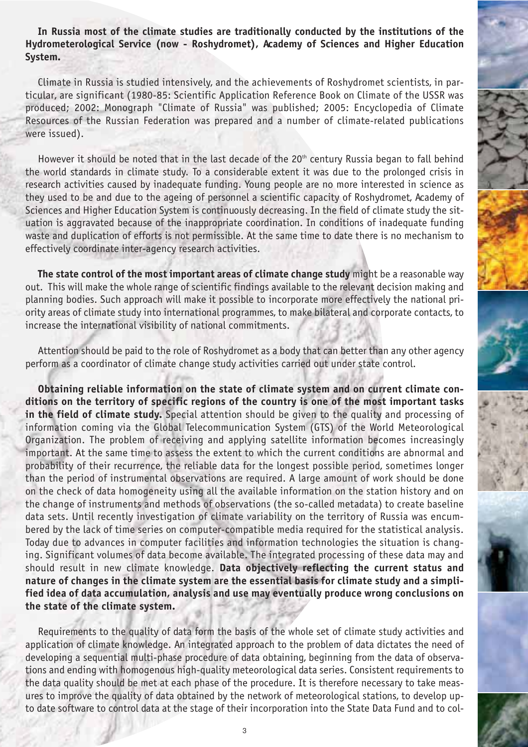**In Russia most of the climate studies are traditionally conducted by the institutions of the Hydrometerological Service (now - Roshydromet), Academy of Sciences and Higher Education System.**

Climate in Russia is studied intensively, and the achievements of Roshydromet scientists, in particular, are significant (1980-85: Scientific Application Reference Book on Climate of the USSR was produced; 2002: Monograph "Climate of Russia" was published; 2005: Encyclopedia of Climate Resources of the Russian Federation was prepared and a number of climate-related publications were issued).

However it should be noted that in the last decade of the 20th century Russia began to fall behind the world standards in climate study. To a considerable extent it was due to the prolonged crisis in research activities caused by inadequate funding. Young people are no more interested in science as they used to be and due to the ageing of personnel a scientific capacity of Roshydromet, Academy of Sciences and Higher Education System is continuously decreasing. In the field of climate study the situation is aggravated because of the inappropriate coordination. In conditions of inadequate funding waste and duplication of efforts is not permissible. At the same time to date there is no mechanism to effectively coordinate inter-agency research activities.

**The state control of the most important areas of climate change study** might be a reasonable way out. This will make the whole range of scientific findings available to the relevant decision making and planning bodies. Such approach will make it possible to incorporate more effectively the national priority areas of climate study into international programmes, to make bilateral and corporate contacts, to increase the international visibility of national commitments.

Attention should be paid to the role of Roshydromet as a body that can better than any other agency perform as a coordinator of climate change study activities carried out under state control.

**Obtaining reliable information on the state of climate system and on current climate conditions on the territory of specific regions of the country is one of the most important tasks in the field of climate study.** Special attention should be given to the quality and processing of information coming via the Global Telecommunication System (GTS) of the World Meteorological Organization. The problem of receiving and applying satellite information becomes increasingly important. At the same time to assess the extent to which the current conditions are abnormal and probability of their recurrence, the reliable data for the longest possible period, sometimes longer than the period of instrumental observations are required. A large amount of work should be done on the check of data homogeneity using all the available information on the station history and on the change of instruments and methods of observations (the so-called metadata) to create baseline data sets. Until recently investigation of climate variability on the territory of Russia was encumbered by the lack of time series on computer-compatible media required for the statistical analysis. Today due to advances in computer facilities and information technologies the situation is changing. Significant volumes of data become available. The integrated processing of these data may and should result in new climate knowledge. **Data objectively reflecting the current status and nature of changes in the climate system are the essential basis for climate study and a simplified idea of data accumulation, analysis and use may eventually produce wrong conclusions on the state of the climate system.**

Requirements to the quality of data form the basis of the whole set of climate study activities and application of climate knowledge. An integrated approach to the problem of data dictates the need of developing a sequential multi-phase procedure of data obtaining, beginning from the data of observations and ending with homogenous high-quality meteorological data series. Consistent requirements to the data quality should be met at each phase of the procedure. It is therefore necessary to take measures to improve the quality of data obtained by the network of meteorological stations, to develop up-to date software to control data at the stage of their incorporation into the State Data Fund and to col-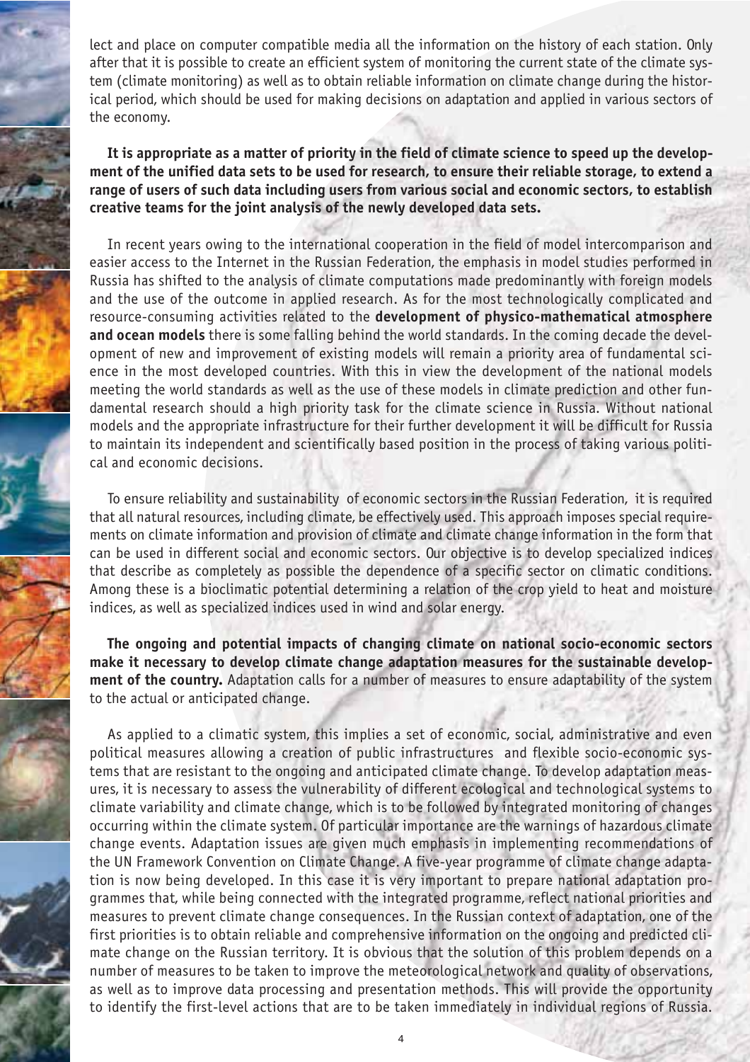lect and place on computer compatible media all the information on the history of each station. Only after that it is possible to create an efficient system of monitoring the current state of the climate system (climate monitoring) as well as to obtain reliable information on climate change during the historical period, which should be used for making decisions on adaptation and applied in various sectors of the economy.

**It is appropriate as a matter of priority in the field of climate science to speed up the development of the unified data sets to be used for research, to ensure their reliable storage, to extend a range of users of such data including users from various social and economic sectors, to establish creative teams for the joint analysis of the newly developed data sets.**

In recent years owing to the international cooperation in the field of model intercomparison and easier access to the Internet in the Russian Federation, the emphasis in model studies performed in Russia has shifted to the analysis of climate computations made predominantly with foreign models and the use of the outcome in applied research. As for the most technologically complicated and resource-consuming activities related to the **development of physico-mathematical atmosphere and ocean models** there is some falling behind the world standards. In the coming decade the development of new and improvement of existing models will remain a priority area of fundamental science in the most developed countries. With this in view the development of the national models meeting the world standards as well as the use of these models in climate prediction and other fundamental research should a high priority task for the climate science in Russia. Without national models and the appropriate infrastructure for their further development it will be difficult for Russia to maintain its independent and scientifically based position in the process of taking various political and economic decisions.

To ensure reliability and sustainability of economic sectors in the Russian Federation, it is required that all natural resources, including climate, be effectively used. This approach imposes special requirements on climate information and provision of climate and climate change information in the form that can be used in different social and economic sectors. Our objective is to develop specialized indices that describe as completely as possible the dependence of a specific sector on climatic conditions. Among these is a bioclimatic potential determining a relation of the crop yield to heat and moisture indices, as well as specialized indices used in wind and solar energy.

**The ongoing and potential impacts of changing climate on national socio-economic sectors make it necessary to develop climate change adaptation measures for the sustainable development of the country.** Adaptation calls for a number of measures to ensure adaptability of the system to the actual or anticipated change.

As applied to a climatic system, this implies a set of economic, social, administrative and even political measures allowing a creation of public infrastructures and flexible socio-economic systems that are resistant to the ongoing and anticipated climate change. To develop adaptation measures, it is necessary to assess the vulnerability of different ecological and technological systems to climate variability and climate change, which is to be followed by integrated monitoring of changes occurring within the climate system. Of particular importance are the warnings of hazardous climate change events. Adaptation issues are given much emphasis in implementing recommendations of the UN Framework Convention on Climate Change. A five-year programme of climate change adaptation is now being developed. In this case it is very important to prepare national adaptation programmes that, while being connected with the integrated programme, reflect national priorities and measures to prevent climate change consequences. In the Russian context of adaptation, one of the first priorities is to obtain reliable and comprehensive information on the ongoing and predicted climate change on the Russian territory. It is obvious that the solution of this problem depends on a number of measures to be taken to improve the meteorological network and quality of observations, as well as to improve data processing and presentation methods. This will provide the opportunity to identify the first-level actions that are to be taken immediately in individual regions of Russia.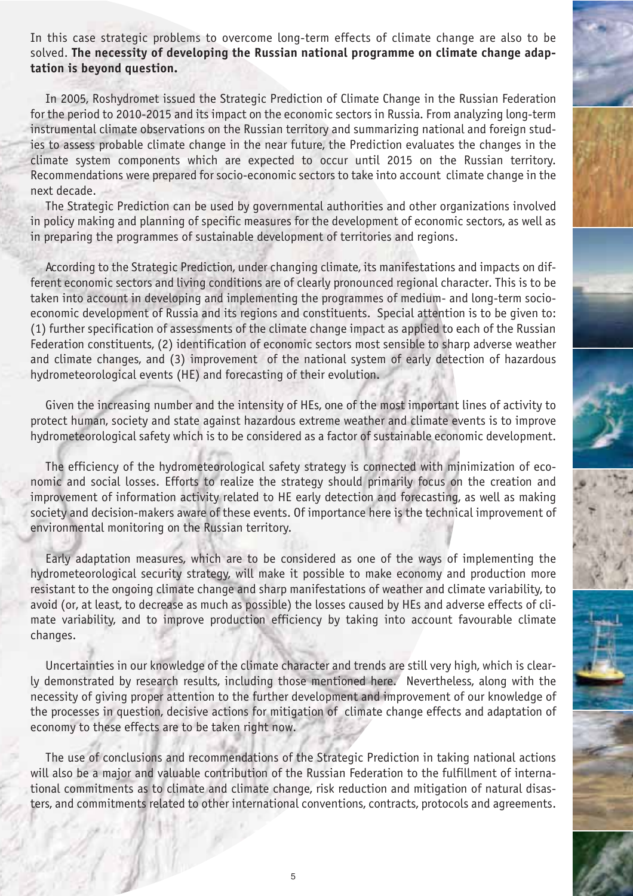In this case strategic problems to overcome long-term effects of climate change are also to be solved. **The necessity of developing the Russian national programme on climate change adaptation is beyond question.**

In 2005, Roshydromet issued the Strategic Prediction of Climate Change in the Russian Federation for the period to 2010-2015 and its impact on the economic sectors in Russia. From analyzing long-term instrumental climate observations on the Russian territory and summarizing national and foreign studies to assess probable climate change in the near future, the Prediction evaluates the changes in the climate system components which are expected to occur until 2015 on the Russian territory. Recommendations were prepared for socio-economic sectors to take into account climate change in the next decade.

The Strategic Prediction can be used by governmental authorities and other organizations involved in policy making and planning of specific measures for the development of economic sectors, as well as in preparing the programmes of sustainable development of territories and regions.

According to the Strategic Prediction, under changing climate, its manifestations and impacts on different economic sectors and living conditions are of clearly pronounced regional character. This is to be taken into account in developing and implementing the programmes of medium- and long-term socio-economic development of Russia and its regions and constituents. Special attention is to be given to: (1) further specification of assessments of the climate change impact as applied to each of the Russian Federation constituents, (2) identification of economic sectors most sensible to sharp adverse weather and climate changes, and (3) improvement of the national system of early detection of hazardous hydrometeorological events (HE) and forecasting of their evolution.

Given the increasing number and the intensity of HEs, one of the most important lines of activity to protect human, society and state against hazardous extreme weather and climate events is to improve hydrometeorological safety which is to be considered as a factor of sustainable economic development.

The efficiency of the hydrometeorological safety strategy is connected with minimization of economic and social losses. Efforts to realize the strategy should primarily focus on the creation and improvement of information activity related to HE early detection and forecasting, as well as making society and decision-makers aware of these events. Of importance here is the technical improvement of environmental monitoring on the Russian territory.

Early adaptation measures, which are to be considered as one of the ways of implementing the hydrometeorological security strategy, will make it possible to make economy and production more resistant to the ongoing climate change and sharp manifestations of weather and climate variability, to avoid (or, at least, to decrease as much as possible) the losses caused by HEs and adverse effects of climate variability, and to improve production efficiency by taking into account favourable climate changes.

Uncertainties in our knowledge of the climate character and trends are still very high, which is clearly demonstrated by research results, including those mentioned here. Nevertheless, along with the necessity of giving proper attention to the further development and improvement of our knowledge of the processes in question, decisive actions for mitigation of climate change effects and adaptation of economy to these effects are to be taken right now.

The use of conclusions and recommendations of the Strategic Prediction in taking national actions will also be a major and valuable contribution of the Russian Federation to the fulfillment of international commitments as to climate and climate change, risk reduction and mitigation of natural disasters, and commitments related to other international conventions, contracts, protocols and agreements.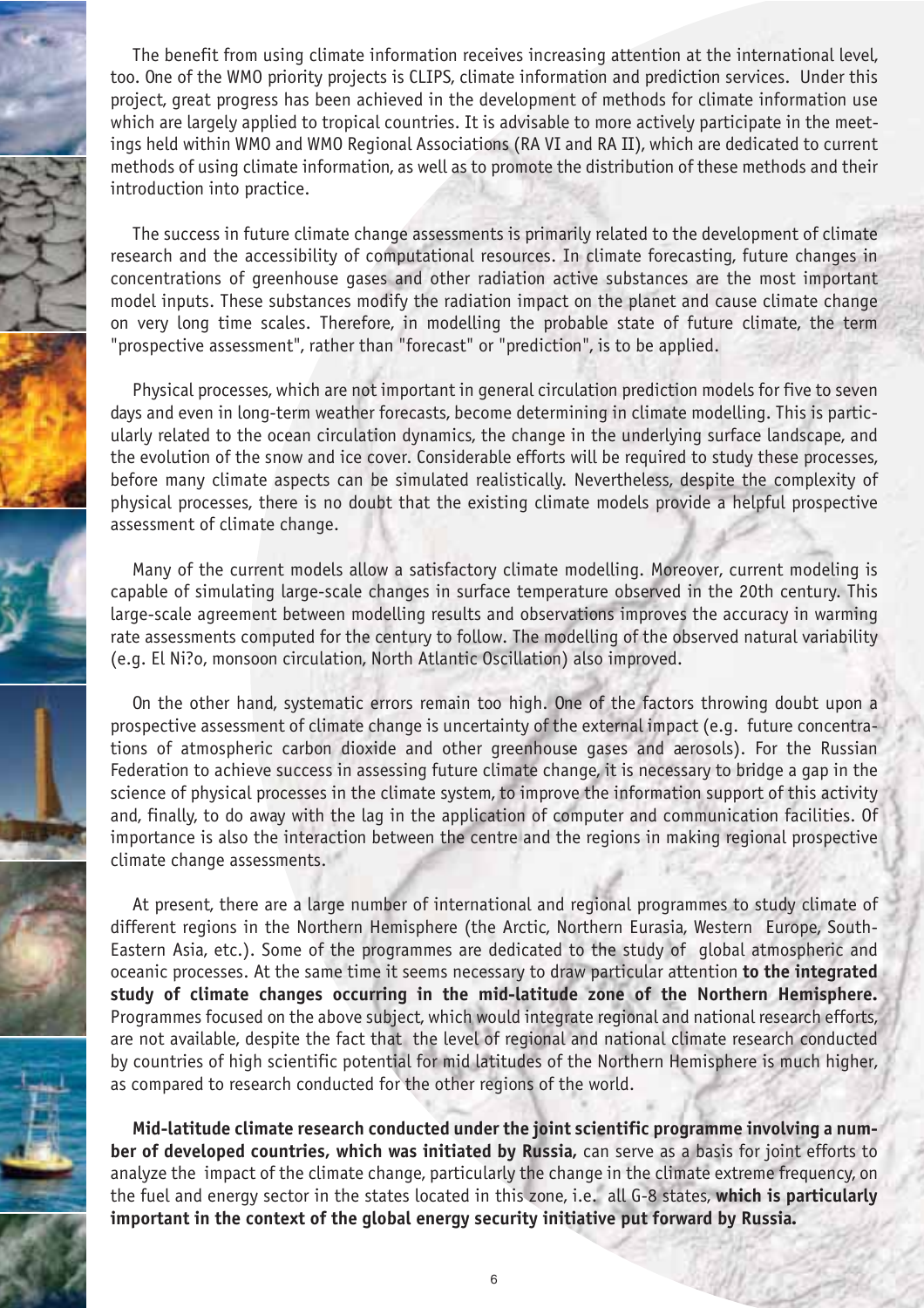The benefit from using climate information receives increasing attention at the international level, too. One of the WMO priority projects is CLIPS, climate information and prediction services. Under this project, great progress has been achieved in the development of methods for climate information use which are largely applied to tropical countries. It is advisable to more actively participate in the meetings held within WMO and WMO Regional Associations (RA VI and RA II), which are dedicated to current methods of using climate information, as well as to promote the distribution of these methods and their introduction into practice.

The success in future climate change assessments is primarily related to the development of climate research and the accessibility of computational resources. In climate forecasting, future changes in concentrations of greenhouse gases and other radiation active substances are the most important model inputs. These substances modify the radiation impact on the planet and cause climate change on very long time scales. Therefore, in modelling the probable state of future climate, the term "prospective assessment", rather than "forecast" or "prediction", is to be applied.

Physical processes, which are not important in general circulation prediction models for five to seven days and even in long-term weather forecasts, become determining in climate modelling. This is particularly related to the ocean circulation dynamics, the change in the underlying surface landscape, and the evolution of the snow and ice cover. Considerable efforts will be required to study these processes, before many climate aspects can be simulated realistically. Nevertheless, despite the complexity of physical processes, there is no doubt that the existing climate models provide a helpful prospective assessment of climate change.

Many of the current models allow a satisfactory climate modelling. Moreover, current modeling is capable of simulating large-scale changes in surface temperature observed in the 20th century. This large-scale agreement between modelling results and observations improves the accuracy in warming rate assessments computed for the century to follow. The modelling of the observed natural variability (e.g. El Ni?o, monsoon circulation, North Atlantic Oscillation) also improved.

On the other hand, systematic errors remain too high. One of the factors throwing doubt upon a prospective assessment of climate change is uncertainty of the external impact (e.g. future concentrations of atmospheric carbon dioxide and other greenhouse gases and aerosols). For the Russian Federation to achieve success in assessing future climate change, it is necessary to bridge a gap in the science of physical processes in the climate system, to improve the information support of this activity and, finally, to do away with the lag in the application of computer and communication facilities. Of importance is also the interaction between the centre and the regions in making regional prospective climate change assessments.

At present, there are a large number of international and regional programmes to study climate of different regions in the Northern Hemisphere (the Arctic, Northern Eurasia, Western Europe, South-Eastern Asia, etc.). Some of the programmes are dedicated to the study of global atmospheric and oceanic processes. At the same time it seems necessary to draw particular attention **to the integrated study of climate changes occurring in the mid-latitude zone of the Northern Hemisphere.** Programmes focused on the above subject, which would integrate regional and national research efforts, are not available, despite the fact that the level of regional and national climate research conducted by countries of high scientific potential for mid latitudes of the Northern Hemisphere is much higher, as compared to research conducted for the other regions of the world.

**Mid-latitude climate research conducted under the joint scientific programme involving a number of developed countries, which was initiated by Russia,** can serve as a basis for joint efforts to analyze the impact of the climate change, particularly the change in the climate extreme frequency, on the fuel and energy sector in the states located in this zone, i.e. all G-8 states, **which is particularly important in the context of the global energy security initiative put forward by Russia.**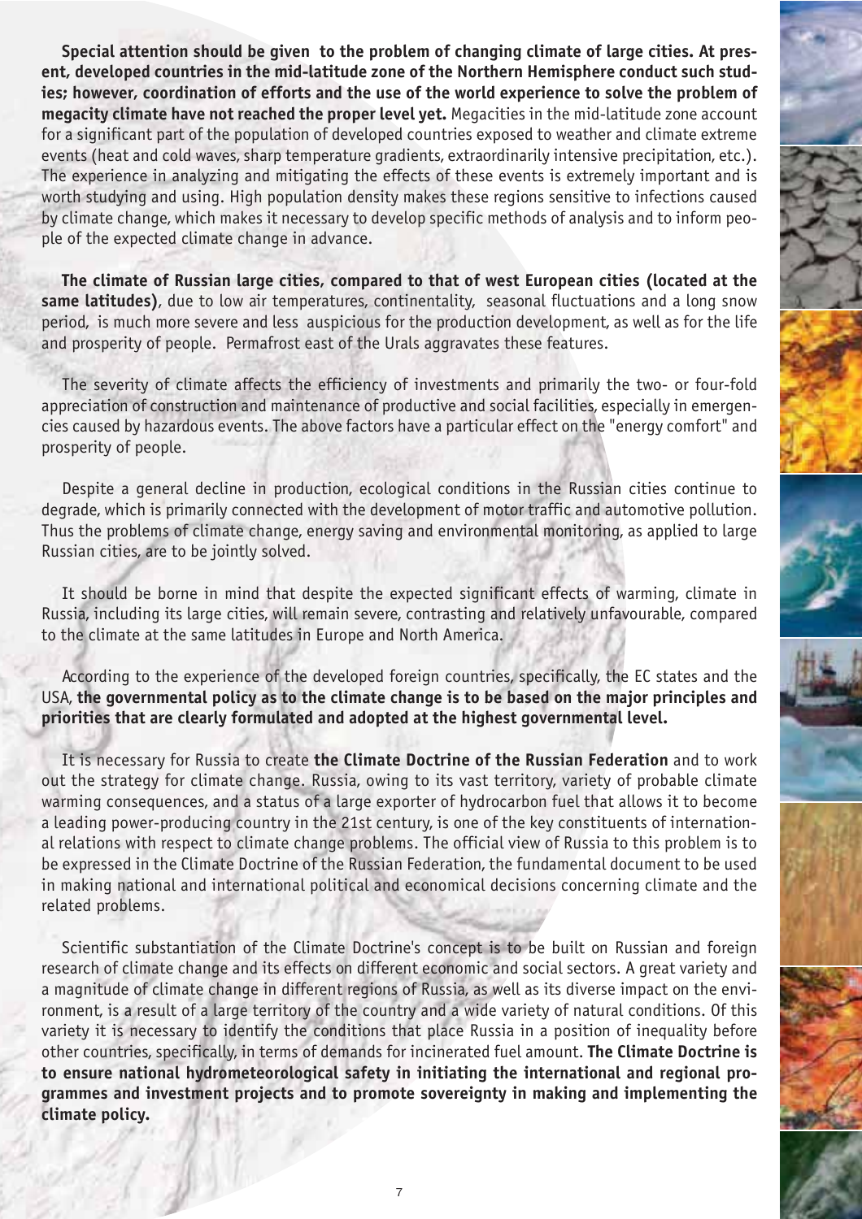**Special attention should be given to the problem of changing climate of large cities. At present, developed countries in the mid-latitude zone of the Northern Hemisphere conduct such studies; however, coordination of efforts and the use of the world experience to solve the problem of megacity climate have not reached the proper level yet.** Megacities in the mid-latitude zone account for a significant part of the population of developed countries exposed to weather and climate extreme events (heat and cold waves, sharp temperature gradients, extraordinarily intensive precipitation, etc.). The experience in analyzing and mitigating the effects of these events is extremely important and is worth studying and using. High population density makes these regions sensitive to infections caused by climate change, which makes it necessary to develop specific methods of analysis and to inform people of the expected climate change in advance.

**The climate of Russian large cities, compared to that of west European cities (located at the same latitudes)**, due to low air temperatures, continentality, seasonal fluctuations and a long snow period, is much more severe and less auspicious for the production development, as well as for the life and prosperity of people. Permafrost east of the Urals aggravates these features.

The severity of climate affects the efficiency of investments and primarily the two- or four-fold appreciation of construction and maintenance of productive and social facilities, especially in emergencies caused by hazardous events. The above factors have a particular effect on the "energy comfort" and prosperity of people.

Despite a general decline in production, ecological conditions in the Russian cities continue to degrade, which is primarily connected with the development of motor traffic and automotive pollution. Thus the problems of climate change, energy saving and environmental monitoring, as applied to large Russian cities, are to be jointly solved.

It should be borne in mind that despite the expected significant effects of warming, climate in Russia, including its large cities, will remain severe, contrasting and relatively unfavourable, compared to the climate at the same latitudes in Europe and North America.

According to the experience of the developed foreign countries, specifically, the EC states and the USA, **the governmental policy as to the climate change is to be based on the major principles and priorities that are clearly formulated and adopted at the highest governmental level.**

It is necessary for Russia to create **the Climate Doctrine of the Russian Federation** and to work out the strategy for climate change. Russia, owing to its vast territory, variety of probable climate warming consequences, and a status of a large exporter of hydrocarbon fuel that allows it to become a leading power-producing country in the 21st century, is one of the key constituents of international relations with respect to climate change problems. The official view of Russia to this problem is to be expressed in the Climate Doctrine of the Russian Federation, the fundamental document to be used in making national and international political and economical decisions concerning climate and the related problems.

Scientific substantiation of the Climate Doctrine's concept is to be built on Russian and foreign research of climate change and its effects on different economic and social sectors. A great variety and a magnitude of climate change in different regions of Russia, as well as its diverse impact on the environment, is a result of a large territory of the country and a wide variety of natural conditions. Of this variety it is necessary to identify the conditions that place Russia in a position of inequality before other countries, specifically, in terms of demands for incinerated fuel amount. **The Climate Doctrine is to ensure national hydrometeorological safety in initiating the international and regional programmes and investment projects and to promote sovereignty in making and implementing the climate policy.**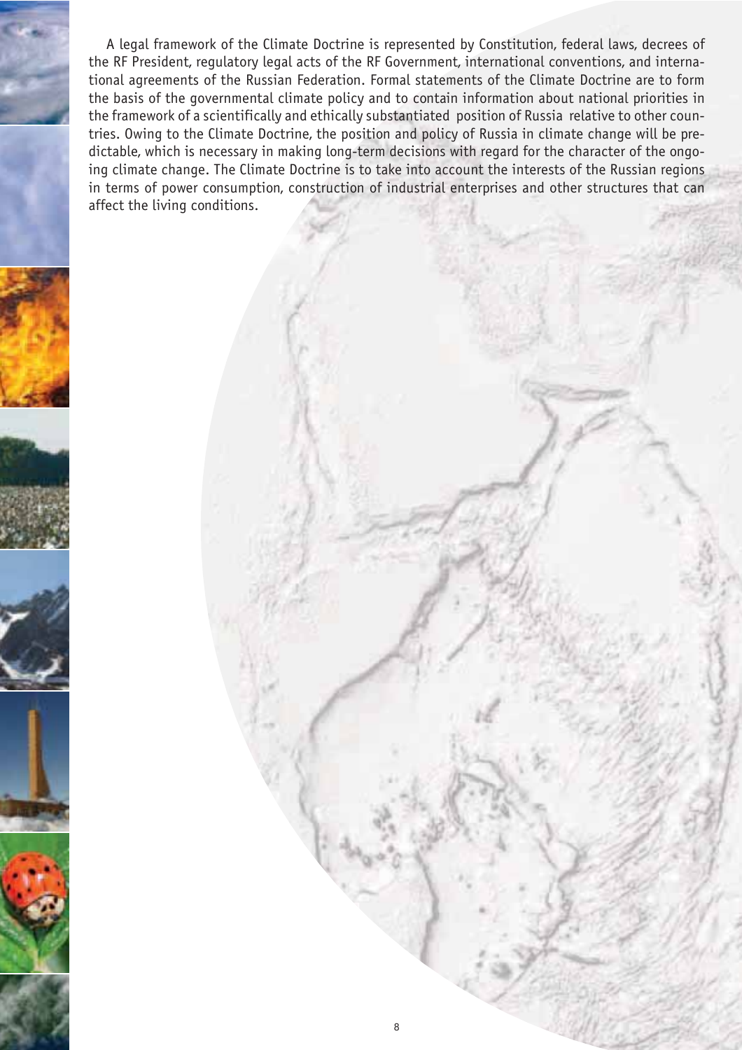A legal framework of the Climate Doctrine is represented by Constitution, federal laws, decrees of the RF President, regulatory legal acts of the RF Government, international conventions, and international agreements of the Russian Federation. Formal statements of the Climate Doctrine are to form the basis of the governmental climate policy and to contain information about national priorities in the framework of a scientifically and ethically substantiated position of Russia relative to other countries. Owing to the Climate Doctrine, the position and policy of Russia in climate change will be predictable, which is necessary in making long-term decisions with regard for the character of the ongoing climate change. The Climate Doctrine is to take into account the interests of the Russian regions in terms of power consumption, construction of industrial enterprises and other structures that can affect the living conditions.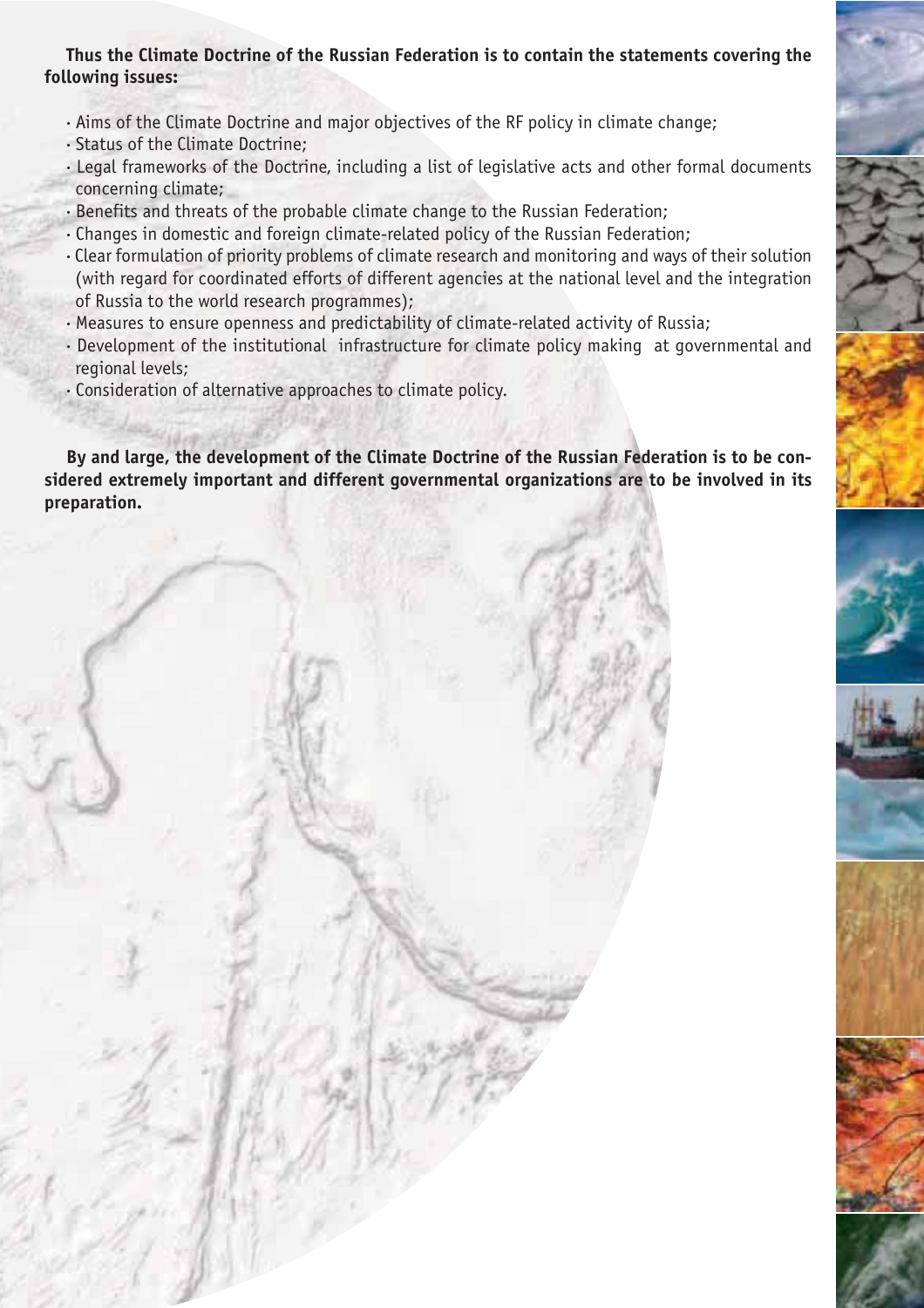**Thus the Climate Doctrine of the Russian Federation is to contain the statements covering the following issues:**

- Aims of the Climate Doctrine and major objectives of the RF policy in climate change;
- Status of the Climate Doctrine;
- Legal frameworks of the Doctrine, including a list of legislative acts and other formal documents concerning climate;
- Benefits and threats of the probable climate change to the Russian Federation;
- Changes in domestic and foreign climate-related policy of the Russian Federation;
- Clear formulation of priority problems of climate research and monitoring and ways of their solution (with regard for coordinated efforts of different agencies at the national level and the integration of Russia to the world research programmes);
- Measures to ensure openness and predictability of climate-related activity of Russia;
- Development of the institutional infrastructure for climate policy making at governmental and regional levels;
- Consideration of alternative approaches to climate policy.

**By and large, the development of the Climate Doctrine of the Russian Federation is to be considered extremely important and different governmental organizations are to be involved in its preparation.**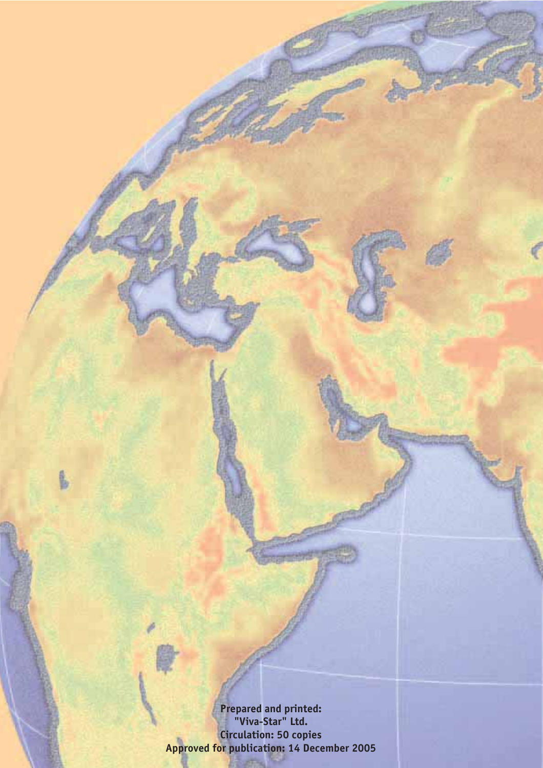**Prepared and printed:**
**"Viva-Star" Ltd.**
**Circulation: 50 copies**
**Approved for publication: 14 December 2005**